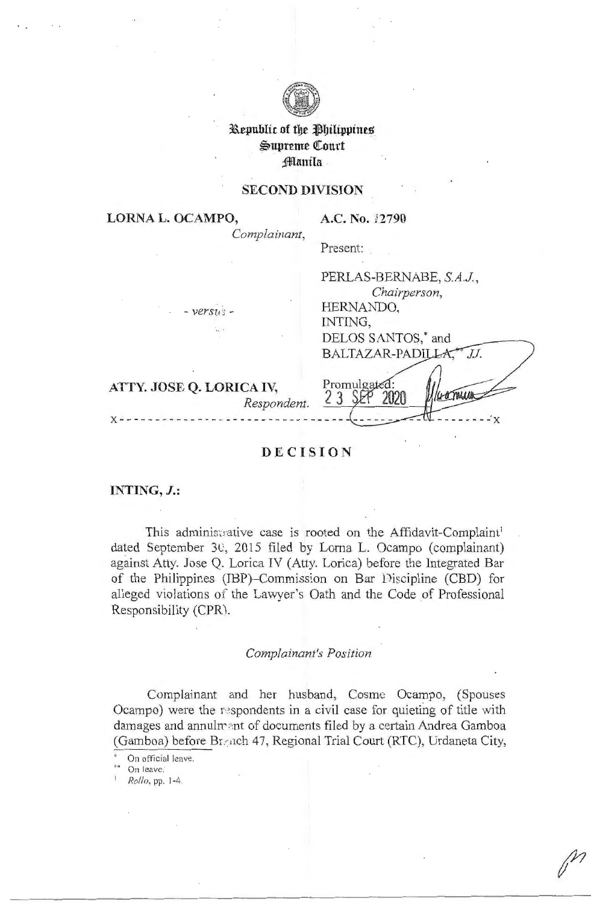Republic of the Philippines
Supreme Court
Manila

**SECOND DIVISION**

**LORNA L. OCAMPO,**
*Complainant,*

- *versus* -

**ATTY. JOSE Q. LORICA IV,**
*Respondent.*

**A.C. No. 12790**

Present:

PERLAS-BERNABE, *S.A.J.*,
*Chairperson,*
HERNANDO,
INTING,
DELOS SANTOS,* and
BALTAZAR-PADILLA,** *JJ.*

Promulgated:
23 SEP 2020

x-----------------------------------------------------------------------------------x

# DECISION

**INTING, *J.*:**

This administrative case is rooted on the Affidavit-Complaint[1] dated September 30, 2015 filed by Lorna L. Ocampo (complainant) against Atty. Jose Q. Lorica IV (Atty. Lorica) before the Integrated Bar of the Philippines (IBP)–Commission on Bar Discipline (CBD) for alleged violations of the Lawyer's Oath and the Code of Professional Responsibility (CPR).

*Complainant's Position*

Complainant and her husband, Cosme Ocampo, (Spouses Ocampo) were the respondents in a civil case for quieting of title with damages and annulment of documents filed by a certain Andrea Gamboa (Gamboa) before Branch 47, Regional Trial Court (RTC), Urdaneta City,

---

\* On official leave.

\*\* On leave.

[1] *Rollo*, pp. 1-4.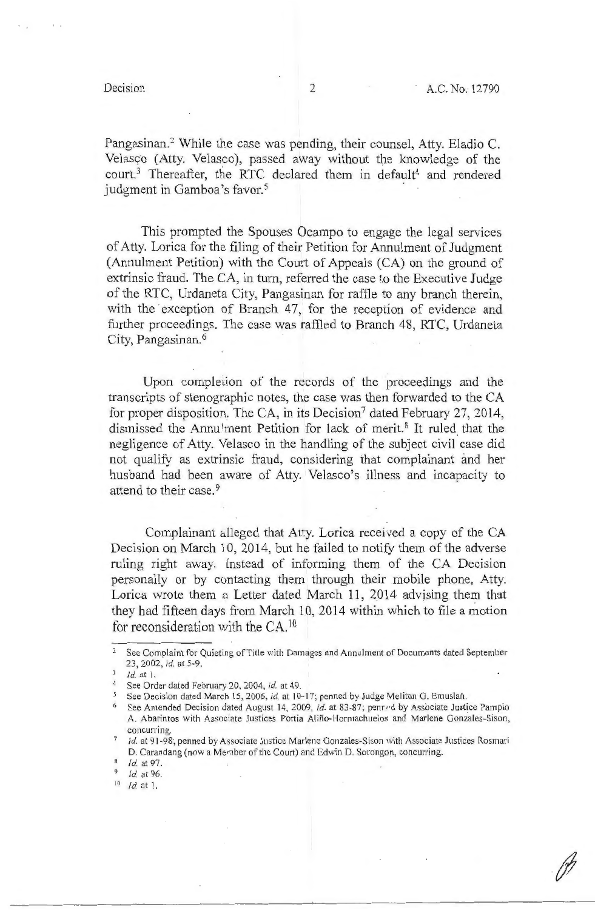Pangasinan.[2] While the case was pending, their counsel, Atty. Eladio C. Velasco (Atty. Velasco), passed away without the knowledge of the court.[3] Thereafter, the RTC declared them in default[4] and rendered judgment in Gamboa's favor.[5]

This prompted the Spouses Ocampo to engage the legal services of Atty. Lorica for the filing of their Petition for Annulment of Judgment (Annulment Petition) with the Court of Appeals (CA) on the ground of extrinsic fraud. The CA, in turn, referred the case to the Executive Judge of the RTC, Urdaneta City, Pangasinan for raffle to any branch therein, with the exception of Branch 47, for the reception of evidence and further proceedings. The case was raffled to Branch 48, RTC, Urdaneta City, Pangasinan.[6]

Upon completion of the records of the proceedings and the transcripts of stenographic notes, the case was then forwarded to the CA for proper disposition. The CA, in its Decision[7] dated February 27, 2014, dismissed the Annulment Petition for lack of merit.[8] It ruled that the negligence of Atty. Velasco in the handling of the subject civil case did not qualify as extrinsic fraud, considering that complainant and her husband had been aware of Atty. Velasco's illness and incapacity to attend to their case.[9]

Complainant alleged that Atty. Lorica received a copy of the CA Decision on March 10, 2014, but he failed to notify them of the adverse ruling right away. Instead of informing them of the CA Decision personally or by contacting them through their mobile phone, Atty. Lorica wrote them a Letter dated March 11, 2014 advising them that they had fifteen days from March 10, 2014 within which to file a motion for reconsideration with the CA.[10]

---

[2] See Complaint for Quieting of Title with Damages and Annulment of Documents dated September 23, 2002, *id.* at 5-9.

[3] *Id.* at 1.

[4] See Order dated February 20, 2004, *id.* at 49.

[5] See Decision dated March 15, 2006, *id.* at 10-17; penned by Judge Meliton G. Emuslan.

[6] See Amended Decision dated August 14, 2009, *id.* at 83-87; penned by Associate Justice Pampio A. Abarintos with Associate Justices Portia Aliño-Hormachuelos and Marlene Gonzales-Sison, concurring.

[7] *Id.* at 91-98; penned by Associate Justice Marlene Gonzales-Sison with Associate Justices Rosmari D. Carandang (now a Member of the Court) and Edwin D. Sorongon, concurring.

[8] *Id.* at 97.

[9] *Id.* at 96.

[10] *Id.* at 1.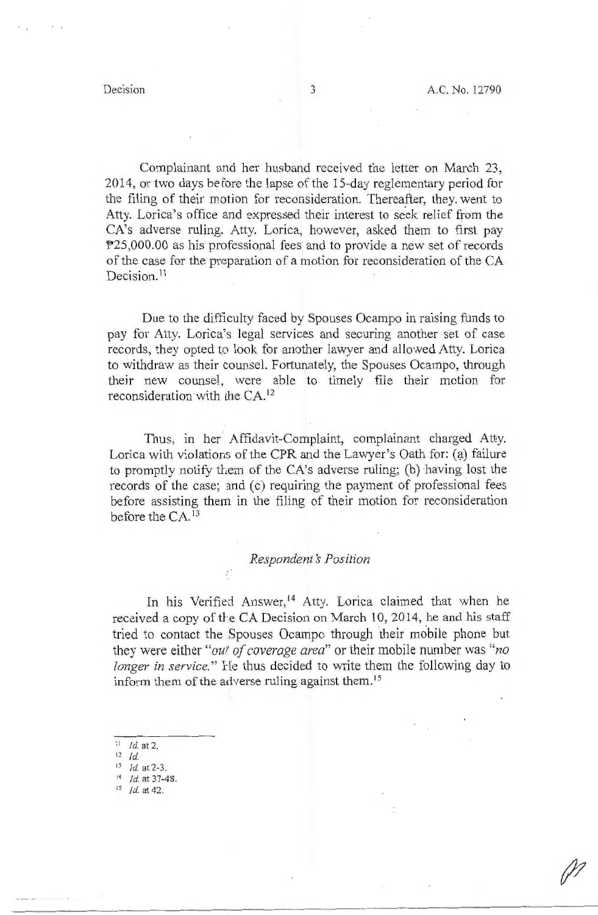Complainant and her husband received the letter on March 23, 2014, or two days before the lapse of the 15-day reglementary period for the filing of their motion for reconsideration. Thereafter, they went to Atty. Lorica's office and expressed their interest to seek relief from the CA's adverse ruling. Atty. Lorica, however, asked them to first pay ₱25,000.00 as his professional fees and to provide a new set of records of the case for the preparation of a motion for reconsideration of the CA Decision.[11]

Due to the difficulty faced by Spouses Ocampo in raising funds to pay for Atty. Lorica's legal services and securing another set of case records, they opted to look for another lawyer and allowed Atty. Lorica to withdraw as their counsel. Fortunately, the Spouses Ocampo, through their new counsel, were able to timely file their motion for reconsideration with the CA.[12]

Thus, in her Affidavit-Complaint, complainant charged Atty. Lorica with violations of the CPR and the Lawyer's Oath for: (a) failure to promptly notify them of the CA's adverse ruling; (b) having lost the records of the case; and (c) requiring the payment of professional fees before assisting them in the filing of their motion for reconsideration before the CA.[13]

*Respondent's Position*

In his Verified Answer,[14] Atty. Lorica claimed that when he received a copy of the CA Decision on March 10, 2014, he and his staff tried to contact the Spouses Ocampo through their mobile phone but they were either "*out of coverage area*" or their mobile number was "*no longer in service.*" He thus decided to write them the following day to inform them of the adverse ruling against them.[15]

---

[11] *Id.* at 2.
[12] *Id.*
[13] *Id.* at 2-3.
[14] *Id.* at 37-48.
[15] *Id.* at 42.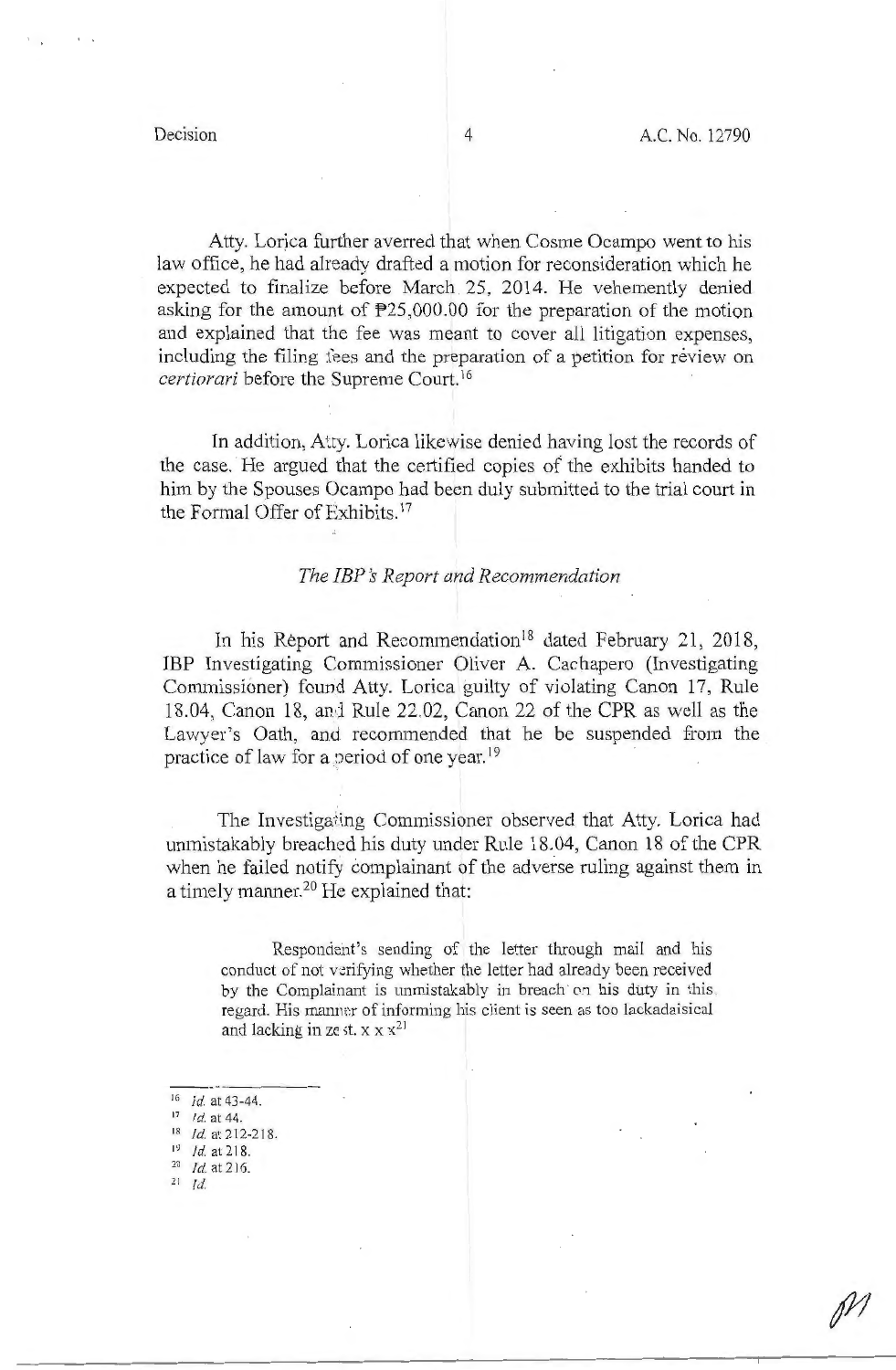Atty. Lorica further averred that when Cosme Ocampo went to his law office, he had already drafted a motion for reconsideration which he expected to finalize before March 25, 2014. He vehemently denied asking for the amount of ₱25,000.00 for the preparation of the motion and explained that the fee was meant to cover all litigation expenses, including the filing fees and the preparation of a petition for review on *certiorari* before the Supreme Court.[16]

In addition, Atty. Lorica likewise denied having lost the records of the case. He argued that the certified copies of the exhibits handed to him by the Spouses Ocampo had been duly submitted to the trial court in the Formal Offer of Exhibits.[17]

### *The IBP's Report and Recommendation*

In his Report and Recommendation[18] dated February 21, 2018, IBP Investigating Commissioner Oliver A. Cachapero (Investigating Commissioner) found Atty. Lorica guilty of violating Canon 17, Rule 18.04, Canon 18, and Rule 22.02, Canon 22 of the CPR as well as the Lawyer's Oath, and recommended that he be suspended from the practice of law for a period of one year.[19]

The Investigating Commissioner observed that Atty. Lorica had unmistakably breached his duty under Rule 18.04, Canon 18 of the CPR when he failed notify complainant of the adverse ruling against them in a timely manner.[20] He explained that:

> Respondent's sending of the letter through mail and his conduct of not verifying whether the letter had already been received by the Complainant is unmistakably in breach on his duty in this regard. His manner of informing his client is seen as too lackadaisical and lacking in zest. x x x[21]

---

[16] *Id.* at 43-44.
[17] *Id.* at 44.
[18] *Id.* at 212-218.
[19] *Id.* at 218.
[20] *Id.* at 216.
[21] *Id.*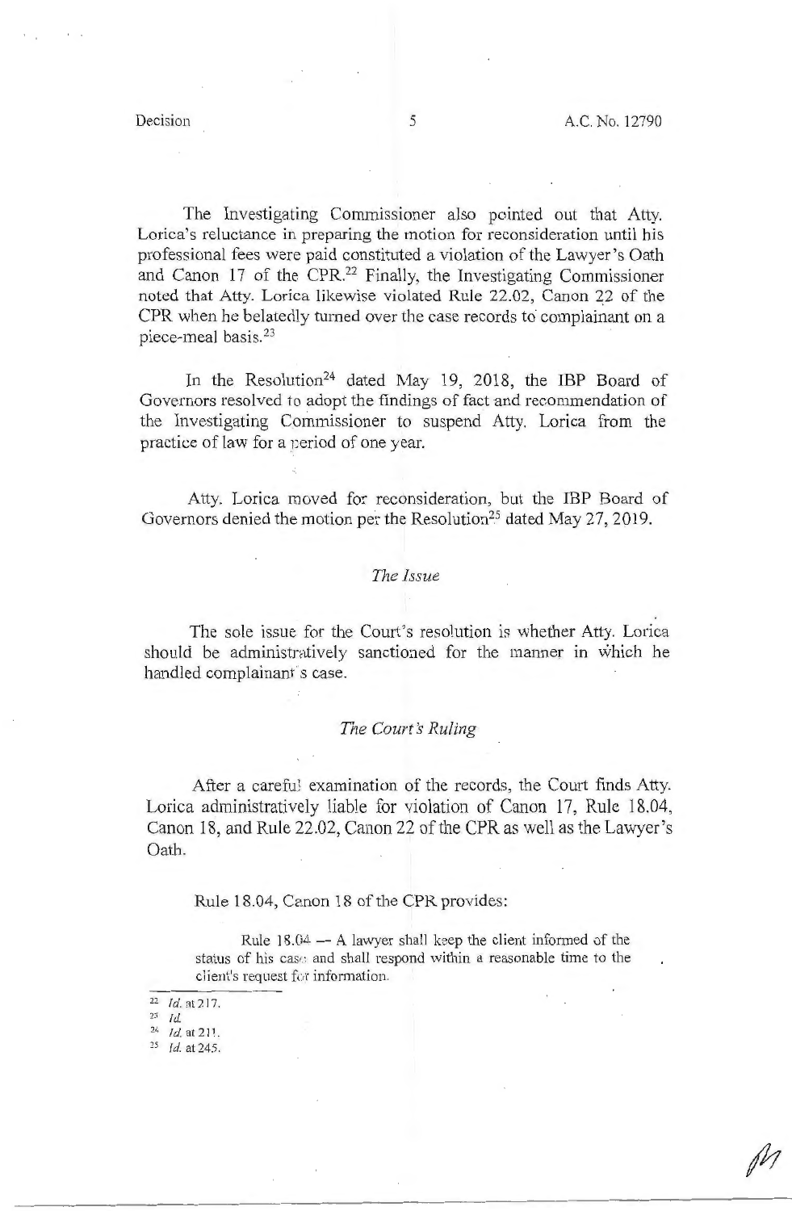The Investigating Commissioner also pointed out that Atty. Lorica's reluctance in preparing the motion for reconsideration until his professional fees were paid constituted a violation of the Lawyer's Oath and Canon 17 of the CPR.[22] Finally, the Investigating Commissioner noted that Atty. Lorica likewise violated Rule 22.02, Canon 22 of the CPR when he belatedly turned over the case records to complainant on a piece-meal basis.[23]

In the Resolution[24] dated May 19, 2018, the IBP Board of Governors resolved to adopt the findings of fact and recommendation of the Investigating Commissioner to suspend Atty. Lorica from the practice of law for a period of one year.

Atty. Lorica moved for reconsideration, but the IBP Board of Governors denied the motion per the Resolution[25] dated May 27, 2019.

*The Issue*

The sole issue for the Court's resolution is whether Atty. Lorica should be administratively sanctioned for the manner in which he handled complainant's case.

*The Court's Ruling*

After a careful examination of the records, the Court finds Atty. Lorica administratively liable for violation of Canon 17, Rule 18.04, Canon 18, and Rule 22.02, Canon 22 of the CPR as well as the Lawyer's Oath.

Rule 18.04, Canon 18 of the CPR provides:

> Rule 18.04 — A lawyer shall keep the client informed of the status of his case and shall respond within a reasonable time to the client's request for information.

---

[22] *Id.* at 217.

[23] *Id.*

[24] *Id.* at 211.

[25] *Id.* at 245.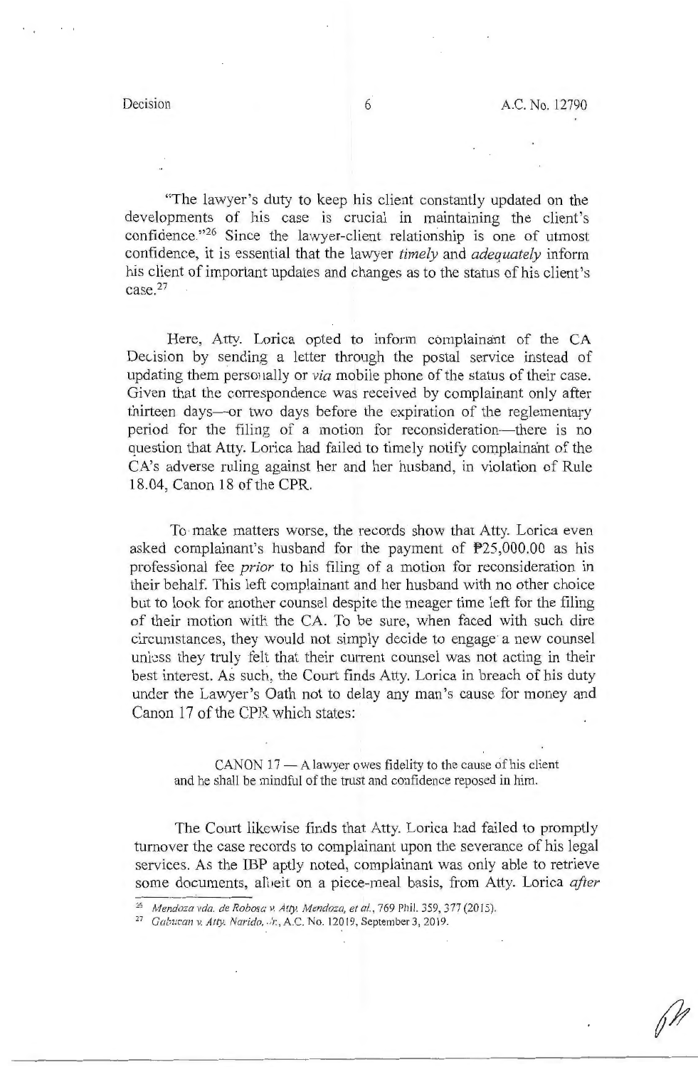"The lawyer's duty to keep his client constantly updated on the developments of his case is crucial in maintaining the client's confidence."[26] Since the lawyer-client relationship is one of utmost confidence, it is essential that the lawyer *timely* and *adequately* inform his client of important updates and changes as to the status of his client's case.[27]

Here, Atty. Lorica opted to inform complainant of the CA Decision by sending a letter through the postal service instead of updating them personally or *via* mobile phone of the status of their case. Given that the correspondence was received by complainant only after thirteen days—or two days before the expiration of the reglementary period for the filing of a motion for reconsideration—there is no question that Atty. Lorica had failed to timely notify complainant of the CA's adverse ruling against her and her husband, in violation of Rule 18.04, Canon 18 of the CPR.

To make matters worse, the records show that Atty. Lorica even asked complainant's husband for the payment of ₱25,000.00 as his professional fee *prior* to his filing of a motion for reconsideration in their behalf. This left complainant and her husband with no other choice but to look for another counsel despite the meager time left for the filing of their motion with the CA. To be sure, when faced with such dire circumstances, they would not simply decide to engage a new counsel unless they truly felt that their current counsel was not acting in their best interest. As such, the Court finds Atty. Lorica in breach of his duty under the Lawyer's Oath not to delay any man's cause for money and Canon 17 of the CPR which states:

> CANON 17 — A lawyer owes fidelity to the cause of his client and he shall be mindful of the trust and confidence reposed in him.

The Court likewise finds that Atty. Lorica had failed to promptly turnover the case records to complainant upon the severance of his legal services. As the IBP aptly noted, complainant was only able to retrieve some documents, albeit on a piece-meal basis, from Atty. Lorica *after*

---

[26] *Mendoza vda. de Robosa v. Atty. Mendoza, et al.*, 769 Phil. 359, 377 (2015).

[27] *Gabucan v. Atty. Narido, Jr.*, A.C. No. 12019, September 3, 2019.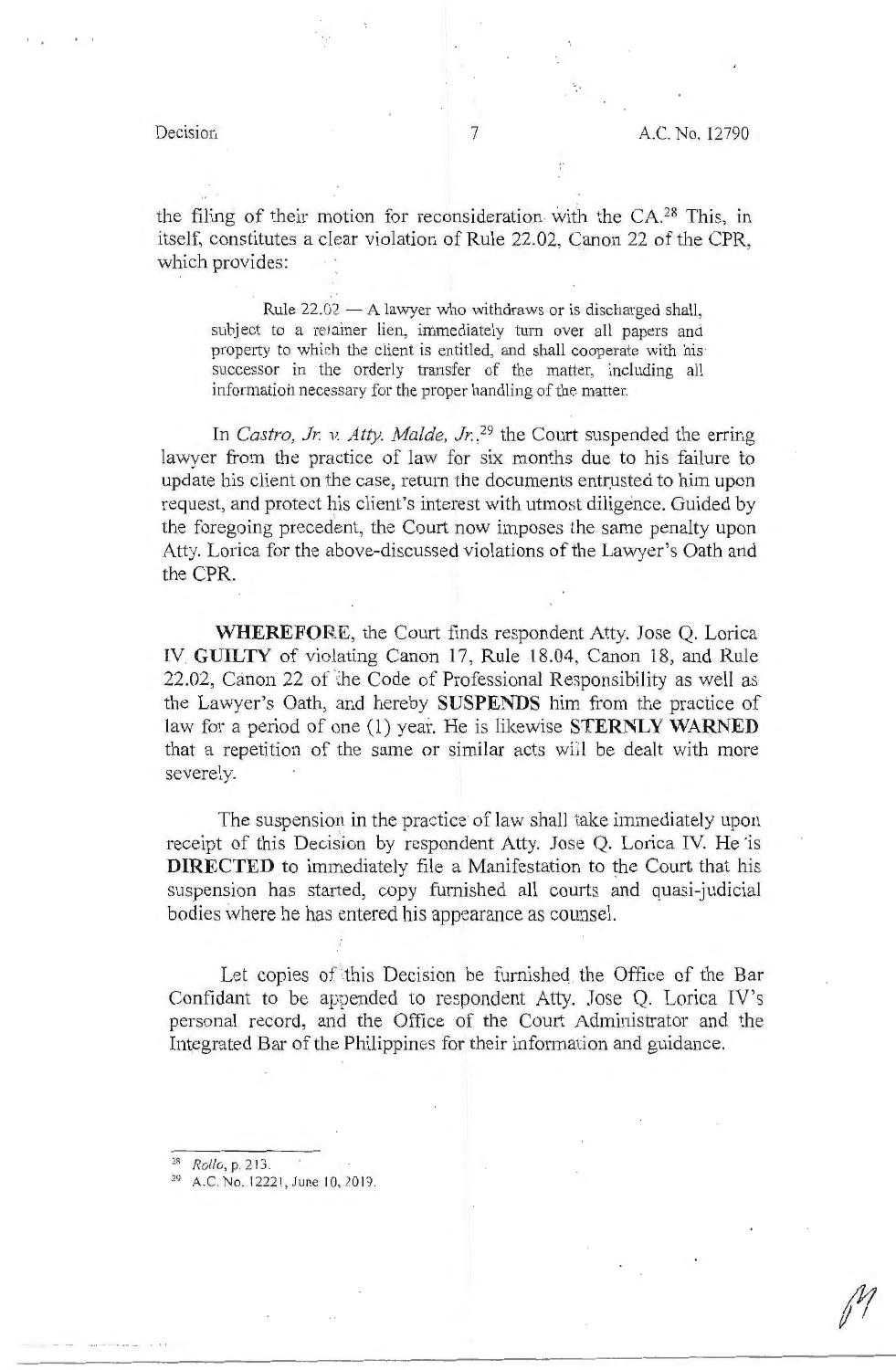the filing of their motion for reconsideration with the CA.[28] This, in itself, constitutes a clear violation of Rule 22.02, Canon 22 of the CPR, which provides:

> Rule 22.02 — A lawyer who withdraws or is discharged shall, subject to a retainer lien, immediately turn over all papers and property to which the client is entitled, and shall cooperate with his successor in the orderly transfer of the matter, including all information necessary for the proper handling of the matter.

In *Castro, Jr. v. Atty. Malde, Jr.*,[29] the Court suspended the erring lawyer from the practice of law for six months due to his failure to update his client on the case, return the documents entrusted to him upon request, and protect his client's interest with utmost diligence. Guided by the foregoing precedent, the Court now imposes the same penalty upon Atty. Lorica for the above-discussed violations of the Lawyer's Oath and the CPR.

**WHEREFORE**, the Court finds respondent Atty. Jose Q. Lorica IV **GUILTY** of violating Canon 17, Rule 18.04, Canon 18, and Rule 22.02, Canon 22 of the Code of Professional Responsibility as well as the Lawyer's Oath, and hereby **SUSPENDS** him from the practice of law for a period of one (1) year. He is likewise **STERNLY WARNED** that a repetition of the same or similar acts will be dealt with more severely.

The suspension in the practice of law shall take immediately upon receipt of this Decision by respondent Atty. Jose Q. Lorica IV. He is **DIRECTED** to immediately file a Manifestation to the Court that his suspension has started, copy furnished all courts and quasi-judicial bodies where he has entered his appearance as counsel.

Let copies of this Decision be furnished the Office of the Bar Confidant to be appended to respondent Atty. Jose Q. Lorica IV's personal record, and the Office of the Court Administrator and the Integrated Bar of the Philippines for their information and guidance.

---

[28] *Rollo*, p. 213.

[29] A.C. No. 12221, June 10, 2019.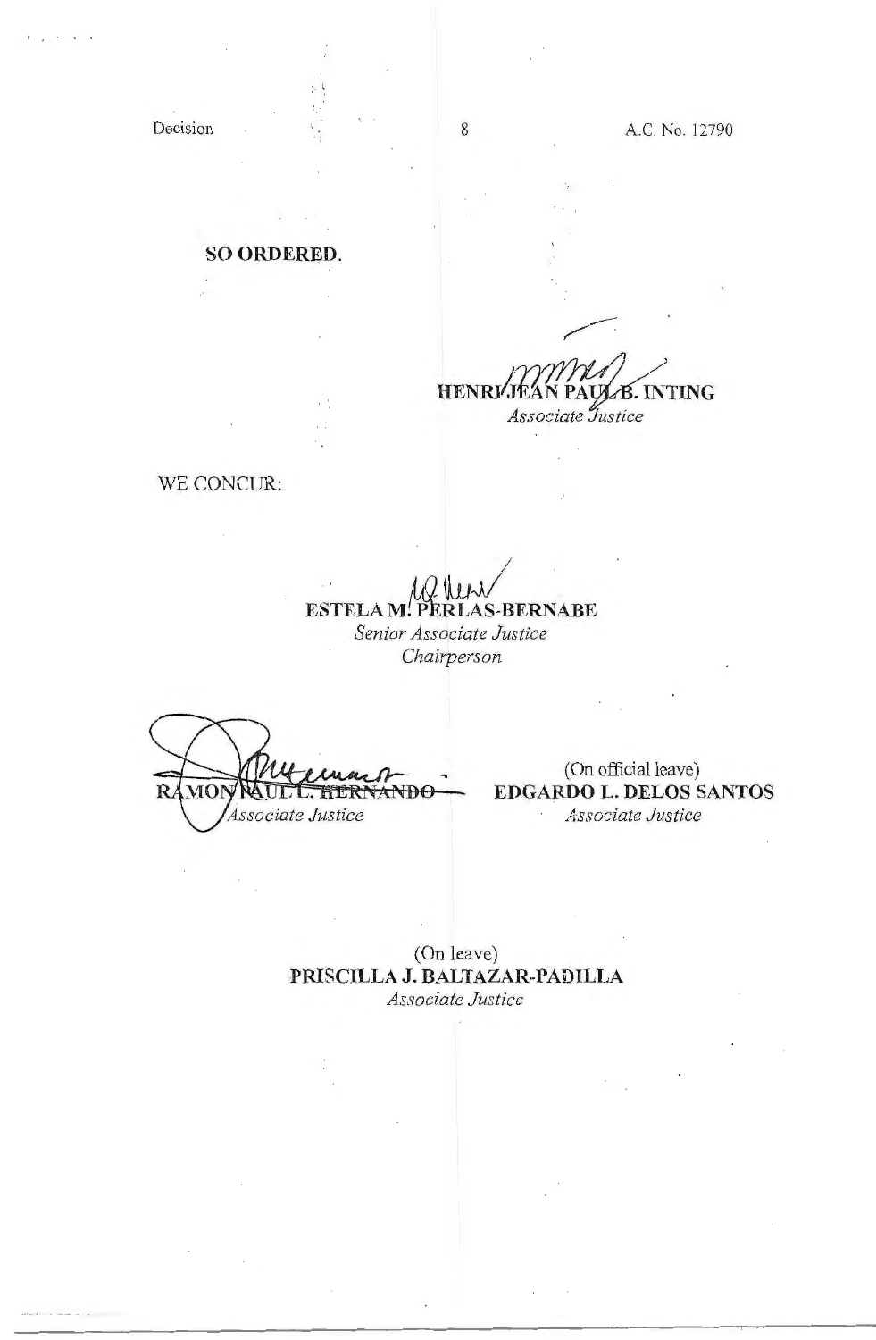**SO ORDERED.**

HENRI JEAN PAUL B. INTING
*Associate Justice*

WE CONCUR:

ESTELA M. PERLAS-BERNABE
*Senior Associate Justice*
*Chairperson*

RAMON PAUL L. HERNANDO
*Associate Justice*

(On official leave)
EDGARDO L. DELOS SANTOS
*Associate Justice*

(On leave)
PRISCILLA J. BALTAZAR-PADILLA
*Associate Justice*